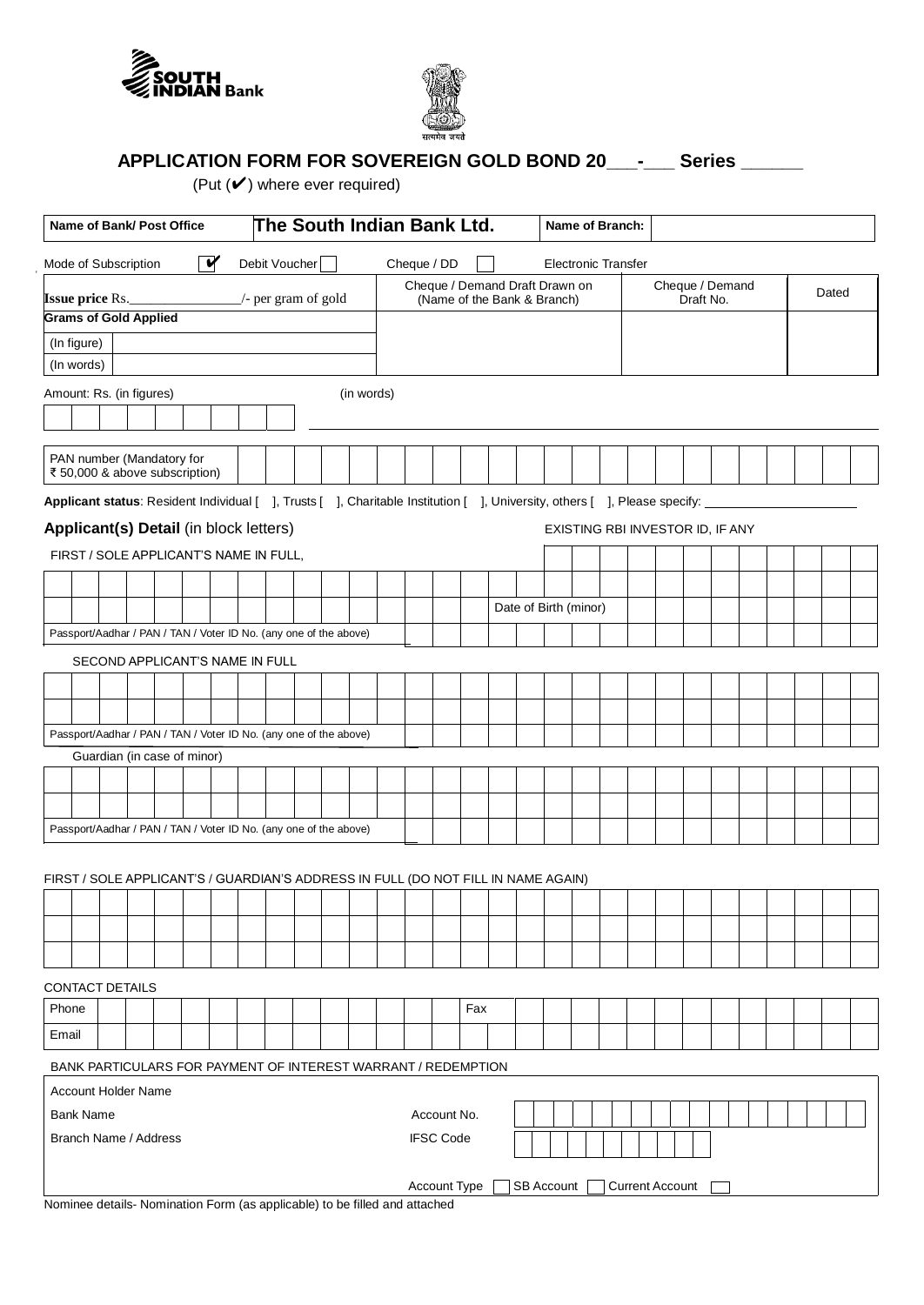सत्यमेव जयते

# APPLICATION FORM FOR SOVEREIGN GOLD BOND 20___-___ Series ______

(Put (✔) where ever required)

| Name of Bank/ Post Office | The South Indian Bank Ltd. | Name of Branch: | |
|---|---|---|---|

Mode of Subscription ✔ Debit Voucher [ ] Cheque / DD [ ] Electronic Transfer

| **Issue price** Rs.________________/- per gram of gold | | Cheque / Demand Draft Drawn on (Name of the Bank & Branch) | Cheque / Demand Draft No. | Dated |
|---|---|---|---|---|
| **Grams of Gold Applied** | | | | |
| (In figure) | | | | |
| (In words) | | | | |

Amount: Rs. (in figures) (in words) ______________________________

PAN number (Mandatory for ₹ 50,000 & above subscription)

**Applicant status**: Resident Individual [ ], Trusts [ ], Charitable Institution [ ], University, others [ ], Please specify: ____________________

## Applicant(s) Detail (in block letters)

EXISTING RBI INVESTOR ID, IF ANY

FIRST / SOLE APPLICANT'S NAME IN FULL,

Date of Birth (minor)

Passport/Aadhar / PAN / TAN / Voter ID No. (any one of the above)

SECOND APPLICANT'S NAME IN FULL

Passport/Aadhar / PAN / TAN / Voter ID No. (any one of the above)

Guardian (in case of minor)

Passport/Aadhar / PAN / TAN / Voter ID No. (any one of the above)

FIRST / SOLE APPLICANT'S / GUARDIAN'S ADDRESS IN FULL (DO NOT FILL IN NAME AGAIN)

CONTACT DETAILS

| Phone | | Fax | |
|---|---|---|---|
| Email | | | |

BANK PARTICULARS FOR PAYMENT OF INTEREST WARRANT / REDEMPTION

Account Holder Name

Bank Name Account No.

Branch Name / Address IFSC Code

Account Type [ ] SB Account [ ] Current Account [ ]

Nominee details- Nomination Form (as applicable) to be filled and attached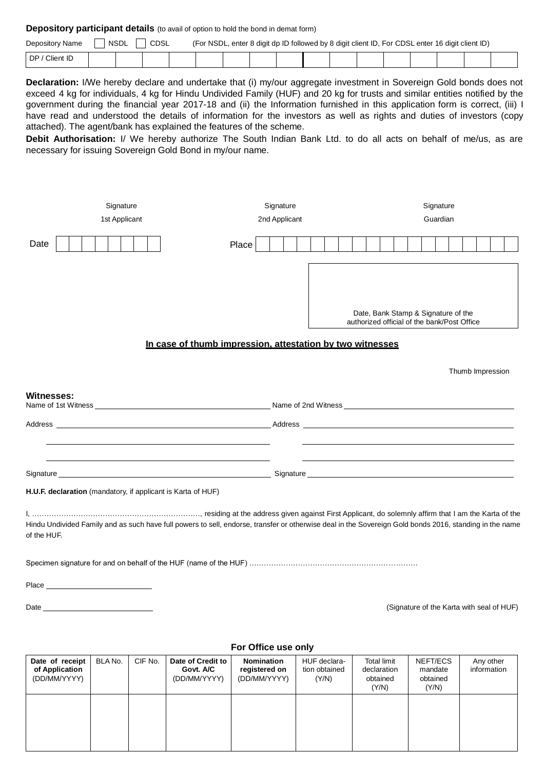**Depository participant details** (to avail of option to hold the bond in demat form)

Depository Name ☐ NSDL ☐ CDSL (For NSDL, enter 8 digit dp ID followed by 8 digit client ID, For CDSL enter 16 digit client ID)

| DP / Client ID | | | | | | | | | | | | | | | | |
|---|---|---|---|---|---|---|---|---|---|---|---|---|---|---|---|---|

**Declaration:** I/We hereby declare and undertake that (i) my/our aggregate investment in Sovereign Gold bonds does not exceed 4 kg for individuals, 4 kg for Hindu Undivided Family (HUF) and 20 kg for trusts and similar entities notified by the government during the financial year 2017-18 and (ii) the Information furnished in this application form is correct, (iii) I have read and understood the details of information for the investors as well as rights and duties of investors (copy attached). The agent/bank has explained the features of the scheme.

**Debit Authorisation:** I/ We hereby authorize The South Indian Bank Ltd. to do all acts on behalf of me/us, as are necessary for issuing Sovereign Gold Bond in my/our name.

Signature 1st Applicant          Signature 2nd Applicant          Signature Guardian

Date                    Place

Date, Bank Stamp & Signature of the authorized official of the bank/Post Office

**In case of thumb impression, attestation by two witnesses**

Thumb Impression

**Witnesses:**

Name of 1st Witness ______________________ Name of 2nd Witness ______________________

Address ______________________ Address ______________________

Signature ______________________ Signature ______________________

**H.U.F. declaration** (mandatory, if applicant is Karta of HUF)

I, ……………………………………………………………, residing at the address given against First Applicant, do solemnly affirm that I am the Karta of the Hindu Undivided Family and as such have full powers to sell, endorse, transfer or otherwise deal in the Sovereign Gold bonds 2016, standing in the name of the HUF.

Specimen signature for and on behalf of the HUF (name of the HUF) ……………………………………………………………

Place ______________________

Date ______________________          (Signature of the Karta with seal of HUF)

**For Office use only**

| **Date of receipt of Application** (DD/MM/YYYY) | BLA No. | CIF No. | **Date of Credit to Govt. A/C** (DD/MM/YYYY) | **Nomination registered on** (DD/MM/YYYY) | HUF declaration obtained (Y/N) | Total limit declaration obtained (Y/N) | NEFT/ECS mandate obtained (Y/N) | Any other information |
|---|---|---|---|---|---|---|---|---|
| | | | | | | | | |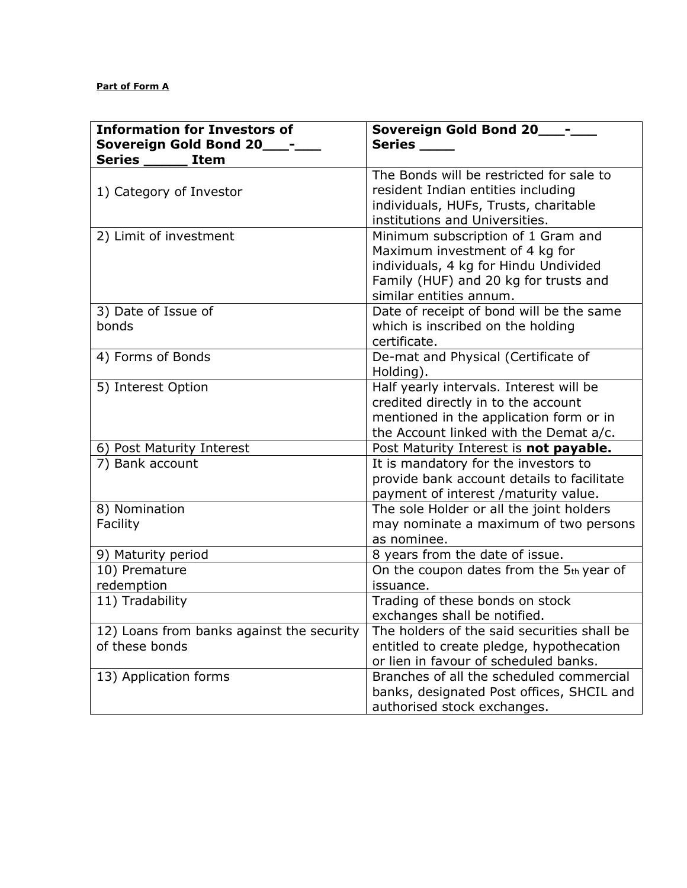**Part of Form A**

| **Information for Investors of Sovereign Gold Bond 20___-___ Series _____ Item** | **Sovereign Gold Bond 20___-___ Series ____** |
|---|---|
| 1) Category of Investor | The Bonds will be restricted for sale to resident Indian entities including individuals, HUFs, Trusts, charitable institutions and Universities. |
| 2) Limit of investment | Minimum subscription of 1 Gram and Maximum investment of 4 kg for individuals, 4 kg for Hindu Undivided Family (HUF) and 20 kg for trusts and similar entities annum. |
| 3) Date of Issue of bonds | Date of receipt of bond will be the same which is inscribed on the holding certificate. |
| 4) Forms of Bonds | De-mat and Physical (Certificate of Holding). |
| 5) Interest Option | Half yearly intervals. Interest will be credited directly in to the account mentioned in the application form or in the Account linked with the Demat a/c. |
| 6) Post Maturity Interest | Post Maturity Interest is **not payable.** |
| 7) Bank account | It is mandatory for the investors to provide bank account details to facilitate payment of interest /maturity value. |
| 8) Nomination Facility | The sole Holder or all the joint holders may nominate a maximum of two persons as nominee. |
| 9) Maturity period | 8 years from the date of issue. |
| 10) Premature redemption | On the coupon dates from the 5th year of issuance. |
| 11) Tradability | Trading of these bonds on stock exchanges shall be notified. |
| 12) Loans from banks against the security of these bonds | The holders of the said securities shall be entitled to create pledge, hypothecation or lien in favour of scheduled banks. |
| 13) Application forms | Branches of all the scheduled commercial banks, designated Post offices, SHCIL and authorised stock exchanges. |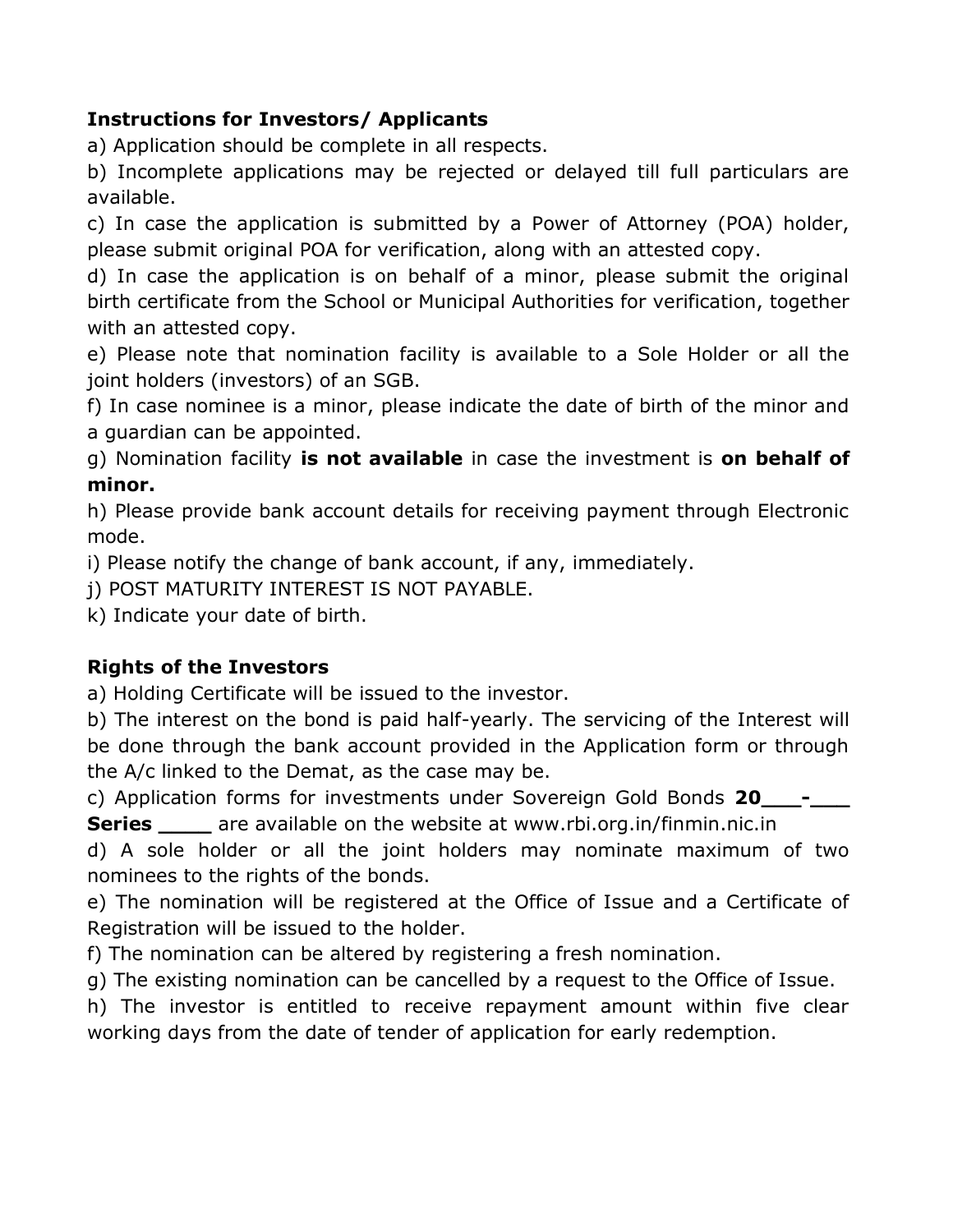**Instructions for Investors/ Applicants**

a) Application should be complete in all respects.

b) Incomplete applications may be rejected or delayed till full particulars are available.

c) In case the application is submitted by a Power of Attorney (POA) holder, please submit original POA for verification, along with an attested copy.

d) In case the application is on behalf of a minor, please submit the original birth certificate from the School or Municipal Authorities for verification, together with an attested copy.

e) Please note that nomination facility is available to a Sole Holder or all the joint holders (investors) of an SGB.

f) In case nominee is a minor, please indicate the date of birth of the minor and a guardian can be appointed.

g) Nomination facility **is not available** in case the investment is **on behalf of minor.**

h) Please provide bank account details for receiving payment through Electronic mode.

i) Please notify the change of bank account, if any, immediately.

j) POST MATURITY INTEREST IS NOT PAYABLE.

k) Indicate your date of birth.

**Rights of the Investors**

a) Holding Certificate will be issued to the investor.

b) The interest on the bond is paid half-yearly. The servicing of the Interest will be done through the bank account provided in the Application form or through the A/c linked to the Demat, as the case may be.

c) Application forms for investments under Sovereign Gold Bonds **20___-___ Series ____** are available on the website at www.rbi.org.in/finmin.nic.in

d) A sole holder or all the joint holders may nominate maximum of two nominees to the rights of the bonds.

e) The nomination will be registered at the Office of Issue and a Certificate of Registration will be issued to the holder.

f) The nomination can be altered by registering a fresh nomination.

g) The existing nomination can be cancelled by a request to the Office of Issue.

h) The investor is entitled to receive repayment amount within five clear working days from the date of tender of application for early redemption.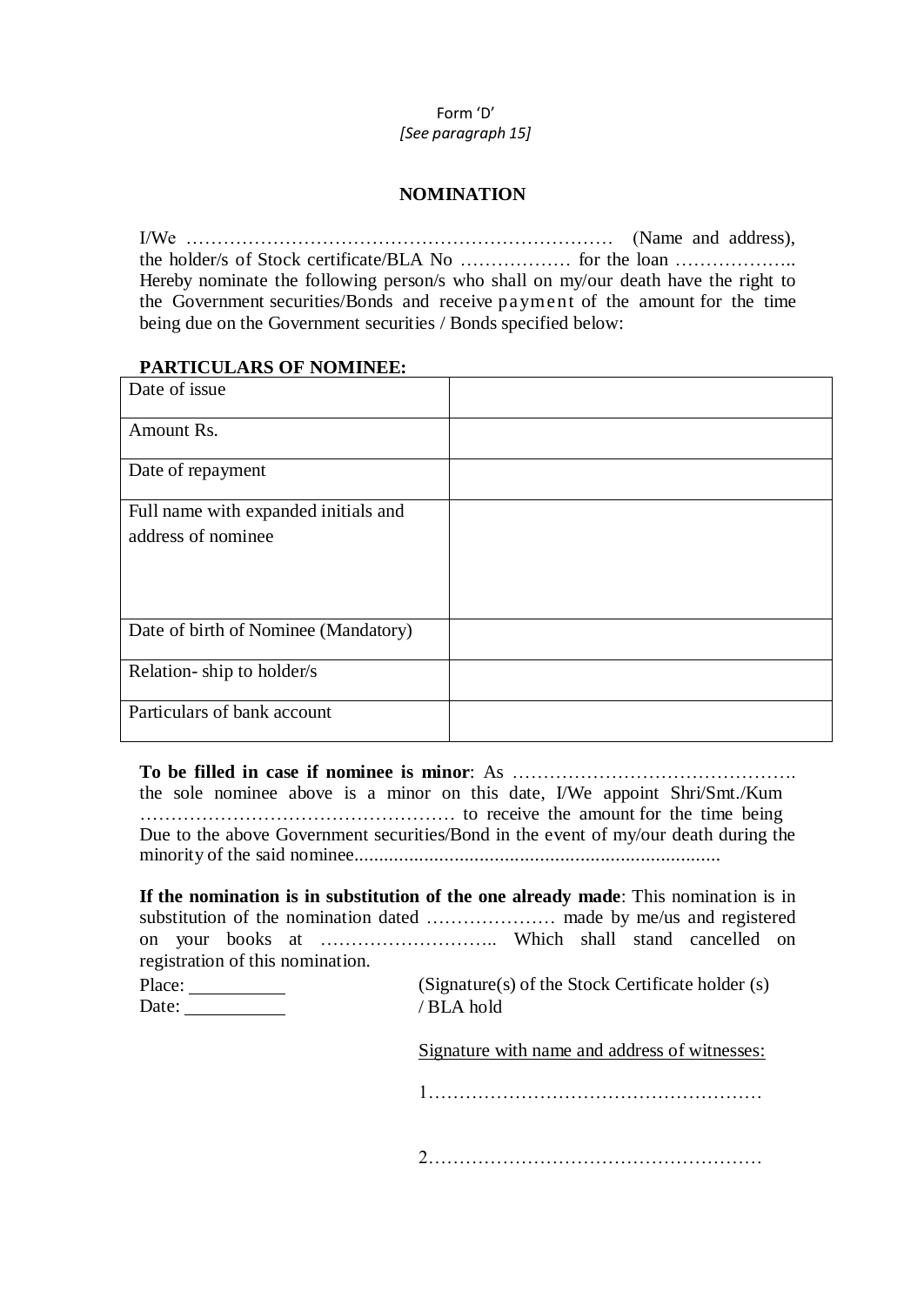Form 'D'
*[See paragraph 15]*

# NOMINATION

I/We …………………………………………………………… (Name and address), the holder/s of Stock certificate/BLA No ……………… for the loan ……………….. Hereby nominate the following person/s who shall on my/our death have the right to the Government securities/Bonds and receive payment of the amount for the time being due on the Government securities / Bonds specified below:

**PARTICULARS OF NOMINEE:**

| | |
|---|---|
| Date of issue | |
| Amount Rs. | |
| Date of repayment | |
| Full name with expanded initials and address of nominee | |
| Date of birth of Nominee (Mandatory) | |
| Relation- ship to holder/s | |
| Particulars of bank account | |

**To be filled in case if nominee is minor**: As ………………………………………. the sole nominee above is a minor on this date, I/We appoint Shri/Smt./Kum …………………………………………… to receive the amount for the time being Due to the above Government securities/Bond in the event of my/our death during the minority of the said nominee........................................................................

**If the nomination is in substitution of the one already made**: This nomination is in substitution of the nomination dated ………………… made by me/us and registered on your books at ……………………….. Which shall stand cancelled on registration of this nomination.

Place: ___________
Date: ___________

(Signature(s) of the Stock Certificate holder (s) / BLA hold

Signature with name and address of witnesses:

1………………………………………………

2………………………………………………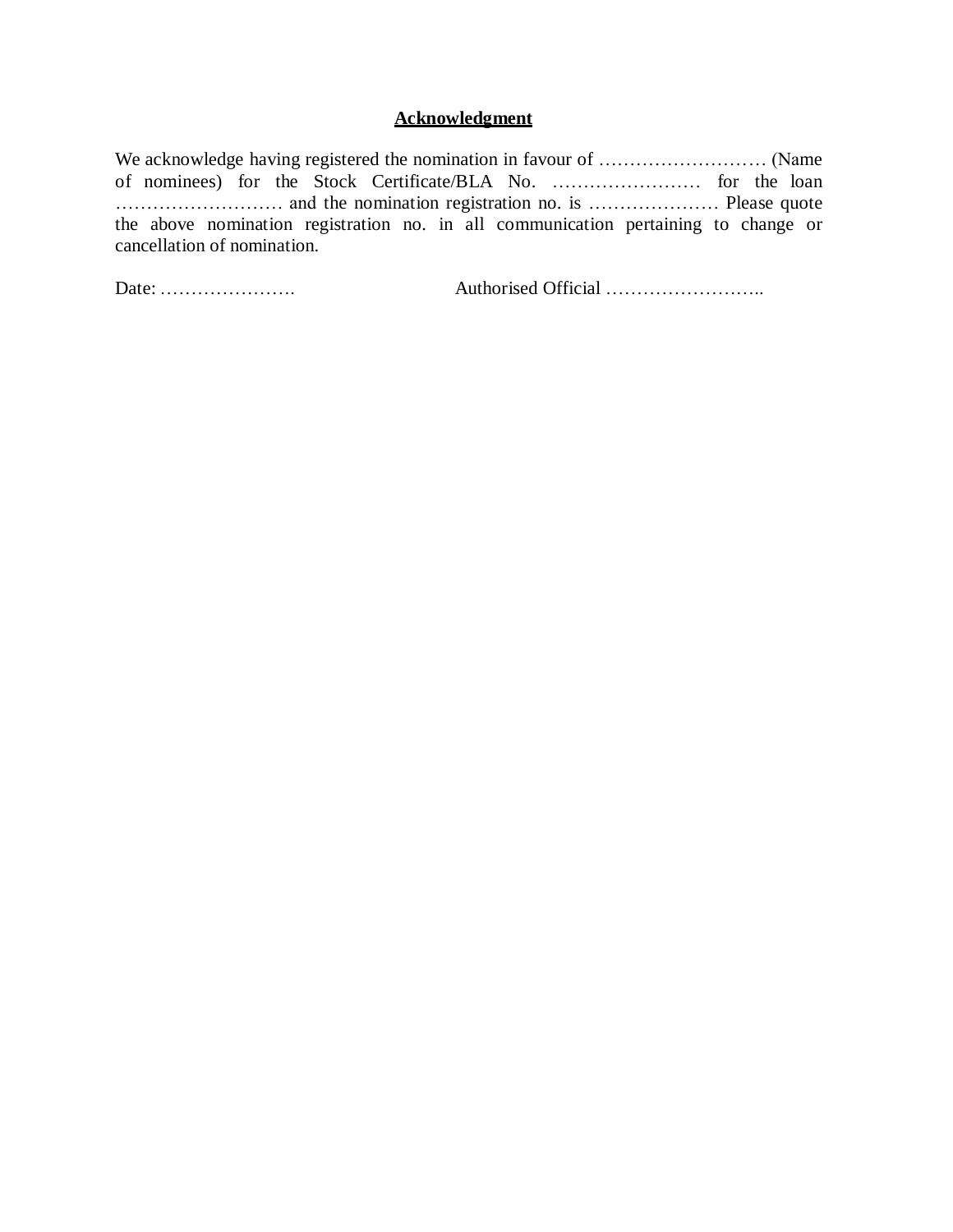**Acknowledgment**

We acknowledge having registered the nomination in favour of ……………………… (Name of nominees) for the Stock Certificate/BLA No. …………………… for the loan ……………………… and the nomination registration no. is ………………… Please quote the above nomination registration no. in all communication pertaining to change or cancellation of nomination.

Date: ………………….                    Authorised Official ……………………..